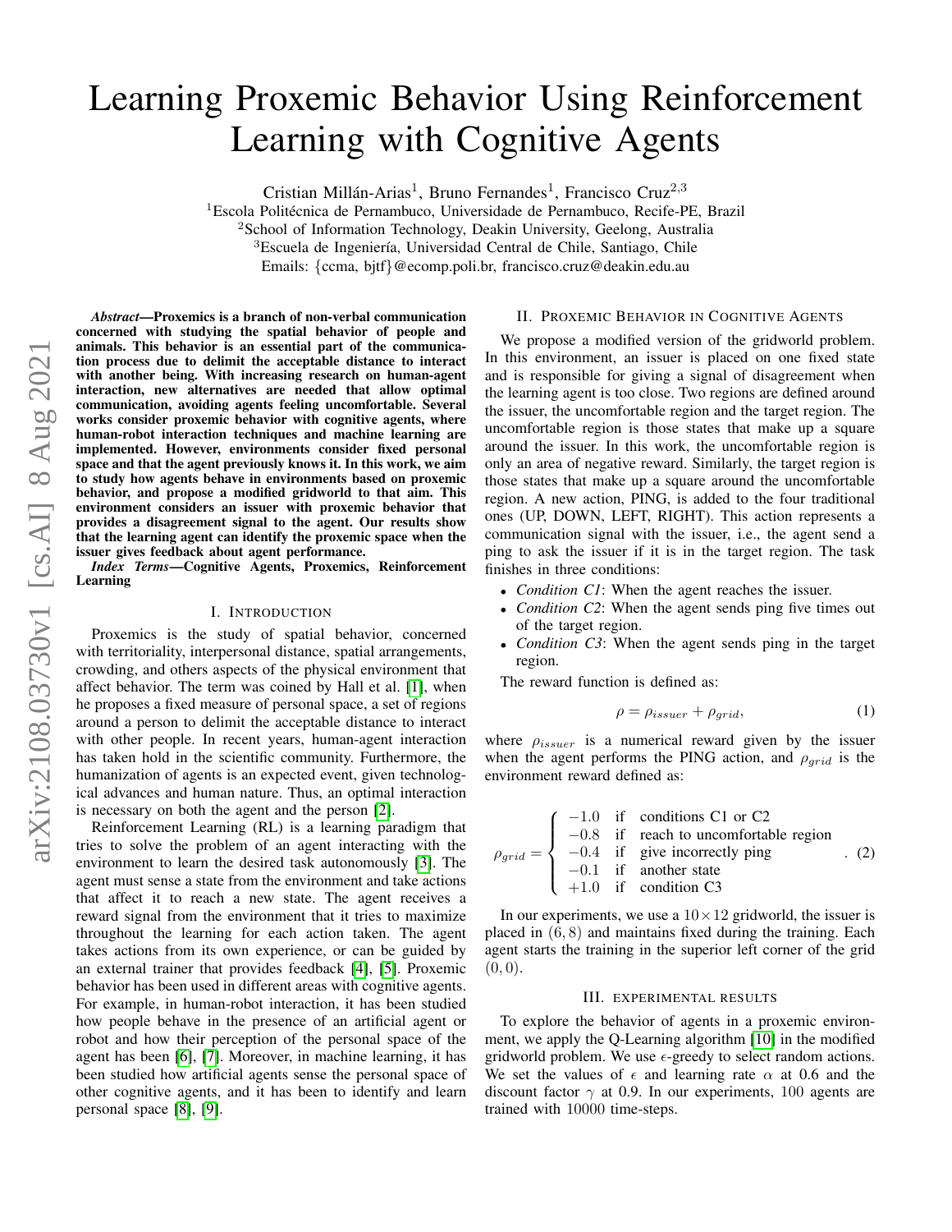# Learning Proxemic Behavior Using Reinforcement Learning with Cognitive Agents

Cristian Millán-Arias[1], Bruno Fernandes[1], Francisco Cruz[2,3]

[1]Escola Politécnica de Pernambuco, Universidade de Pernambuco, Recife-PE, Brazil
[2]School of Information Technology, Deakin University, Geelong, Australia
[3]Escuela de Ingeniería, Universidad Central de Chile, Santiago, Chile
Emails: {ccma, bjtf}@ecomp.poli.br, francisco.cruz@deakin.edu.au

***Abstract*—Proxemics is a branch of non-verbal communication concerned with studying the spatial behavior of people and animals. This behavior is an essential part of the communication process due to delimit the acceptable distance to interact with another being. With increasing research on human-agent interaction, new alternatives are needed that allow optimal communication, avoiding agents feeling uncomfortable. Several works consider proxemic behavior with cognitive agents, where human-robot interaction techniques and machine learning are implemented. However, environments consider fixed personal space and that the agent previously knows it. In this work, we aim to study how agents behave in environments based on proxemic behavior, and propose a modified gridworld to that aim. This environment considers an issuer with proxemic behavior that provides a disagreement signal to the agent. Our results show that the learning agent can identify the proxemic space when the issuer gives feedback about agent performance.**

***Index Terms*—Cognitive Agents, Proxemics, Reinforcement Learning**

## I. Introduction

Proxemics is the study of spatial behavior, concerned with territoriality, interpersonal distance, spatial arrangements, crowding, and others aspects of the physical environment that affect behavior. The term was coined by Hall et al. [1], when he proposes a fixed measure of personal space, a set of regions around a person to delimit the acceptable distance to interact with other people. In recent years, human-agent interaction has taken hold in the scientific community. Furthermore, the humanization of agents is an expected event, given technological advances and human nature. Thus, an optimal interaction is necessary on both the agent and the person [2].

Reinforcement Learning (RL) is a learning paradigm that tries to solve the problem of an agent interacting with the environment to learn the desired task autonomously [3]. The agent must sense a state from the environment and take actions that affect it to reach a new state. The agent receives a reward signal from the environment that it tries to maximize throughout the learning for each action taken. The agent takes actions from its own experience, or can be guided by an external trainer that provides feedback [4], [5]. Proxemic behavior has been used in different areas with cognitive agents. For example, in human-robot interaction, it has been studied how people behave in the presence of an artificial agent or robot and how their perception of the personal space of the agent has been [6], [7]. Moreover, in machine learning, it has been studied how artificial agents sense the personal space of other cognitive agents, and it has been to identify and learn personal space [8], [9].

## II. Proxemic Behavior in Cognitive Agents

We propose a modified version of the gridworld problem. In this environment, an issuer is placed on one fixed state and is responsible for giving a signal of disagreement when the learning agent is too close. Two regions are defined around the issuer, the uncomfortable region and the target region. The uncomfortable region is those states that make up a square around the issuer. In this work, the uncomfortable region is only an area of negative reward. Similarly, the target region is those states that make up a square around the uncomfortable region. A new action, PING, is added to the four traditional ones (UP, DOWN, LEFT, RIGHT). This action represents a communication signal with the issuer, i.e., the agent send a ping to ask the issuer if it is in the target region. The task finishes in three conditions:

- *Condition C1*: When the agent reaches the issuer.
- *Condition C2*: When the agent sends ping five times out of the target region.
- *Condition C3*: When the agent sends ping in the target region.

The reward function is defined as:

$$\rho = \rho_{issuer} + \rho_{grid}, \tag{1}$$

where $\rho_{issuer}$ is a numerical reward given by the issuer when the agent performs the PING action, and $\rho_{grid}$ is the environment reward defined as:

$$\rho_{grid} = \begin{cases} -1.0 & \text{if} \quad \text{conditions C1 or C2} \\ -0.8 & \text{if} \quad \text{reach to uncomfortable region} \\ -0.4 & \text{if} \quad \text{give incorrectly ping} \\ -0.1 & \text{if} \quad \text{another state} \\ +1.0 & \text{if} \quad \text{condition C3} \end{cases} . \tag{2}$$

In our experiments, we use a $10 \times 12$ gridworld, the issuer is placed in $(6, 8)$ and maintains fixed during the training. Each agent starts the training in the superior left corner of the grid $(0, 0)$.

## III. Experimental Results

To explore the behavior of agents in a proxemic environment, we apply the Q-Learning algorithm [10] in the modified gridworld problem. We use $\epsilon$-greedy to select random actions. We set the values of $\epsilon$ and learning rate $\alpha$ at 0.6 and the discount factor $\gamma$ at 0.9. In our experiments, 100 agents are trained with 10000 time-steps.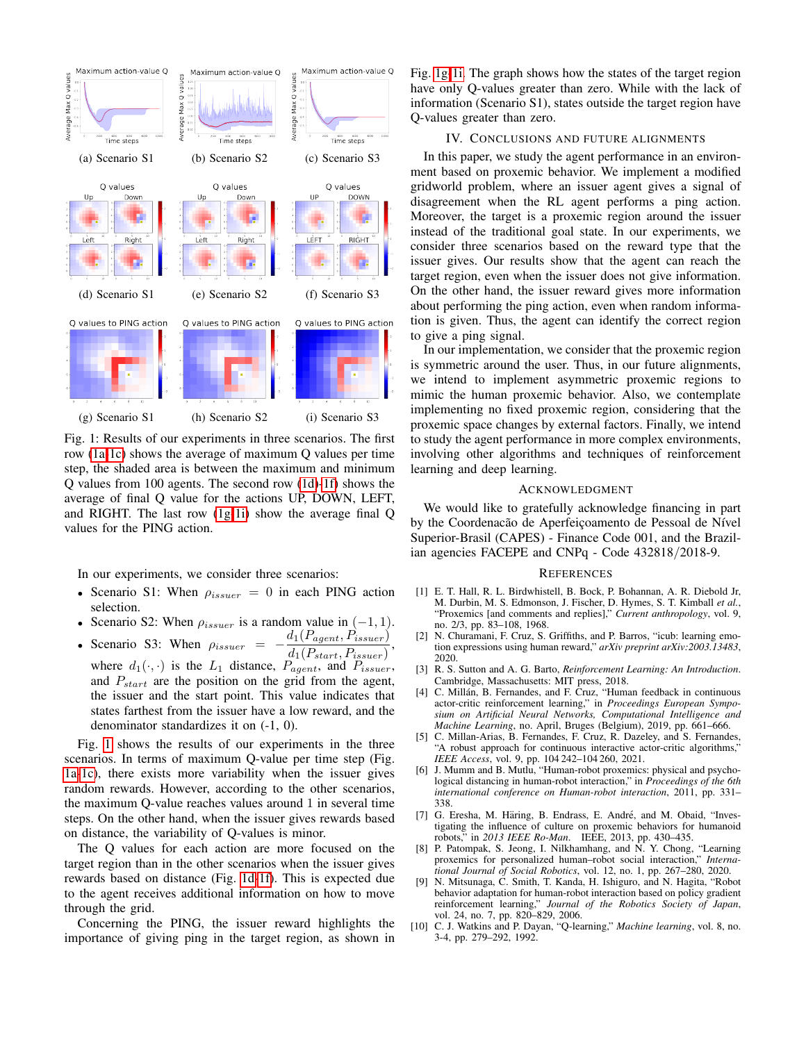Maximum action-value Q

Average Max Q values

Time steps

(a) Scenario S1

Maximum action-value Q

Average Max Q values

Time steps

(b) Scenario S2

Maximum action-value Q

Average Max Q values

Time steps

(c) Scenario S3

Q values

Up Down

Left Right

(d) Scenario S1

Q values

Up Down

Left Right

(e) Scenario S2

Q values

UP DOWN

LEFT RIGHT

(f) Scenario S3

Q values to PING action

(g) Scenario S1

Q values to PING action

(h) Scenario S2

Q values to PING action

(i) Scenario S3

Fig. 1: Results of our experiments in three scenarios. The first row (1a-1c) shows the average of maximum Q values per time step, the shaded area is between the maximum and minimum Q values from 100 agents. The second row (1d)-1f) shows the average of final Q value for the actions UP, DOWN, LEFT, and RIGHT. The last row (1g-1i) show the average final Q values for the PING action.

In our experiments, we consider three scenarios:

- Scenario S1: When $\rho_{issuer} = 0$ in each PING action selection.
- Scenario S2: When $\rho_{issuer}$ is a random value in $(-1, 1)$.
- Scenario S3: When $\rho_{issuer} = -\frac{d_1(P_{agent}, P_{issuer})}{d_1(P_{start}, P_{issuer})}$, where $d_1(\cdot,\cdot)$ is the $L_1$ distance, $P_{agent}$, $P_{issuer}$, and $P_{start}$ are the position on the grid from the agent, the issuer and the start point. This value indicates that states farthest from the issuer have a low reward, and the denominator standardizes it on (-1, 0).

Fig. 1 shows the results of our experiments in the three scenarios. In terms of maximum Q-value per time step (Fig. 1a-1c), there exists more variability when the issuer gives random rewards. However, according to the other scenarios, the maximum Q-value reaches values around 1 in several time steps. On the other hand, when the issuer gives rewards based on distance, the variability of Q-values is minor.

The Q values for each action are more focused on the target region than in the other scenarios when the issuer gives rewards based on distance (Fig. 1d-1f). This is expected due to the agent receives additional information on how to move through the grid.

Concerning the PING, the issuer reward highlights the importance of giving ping in the target region, as shown in Fig. 1g-1i. The graph shows how the states of the target region have only Q-values greater than zero. While with the lack of information (Scenario S1), states outside the target region have Q-values greater than zero.

## IV. Conclusions and Future Alignments

In this paper, we study the agent performance in an environment based on proxemic behavior. We implement a modified gridworld problem, where an issuer agent gives a signal of disagreement when the RL agent performs a ping action. Moreover, the target is a proxemic region around the issuer instead of the traditional goal state. In our experiments, we consider three scenarios based on the reward type that the issuer gives. Our results show that the agent can reach the target region, even when the issuer does not give information. On the other hand, the issuer reward gives more information about performing the ping action, even when random information is given. Thus, the agent can identify the correct region to give a ping signal.

In our implementation, we consider that the proxemic region is symmetric around the user. Thus, in our future alignments, we intend to implement asymmetric proxemic regions to mimic the human proxemic behavior. Also, we contemplate implementing no fixed proxemic region, considering that the proxemic space changes by external factors. Finally, we intend to study the agent performance in more complex environments, involving other algorithms and techniques of reinforcement learning and deep learning.

## Acknowledgment

We would like to gratefully acknowledge financing in part by the Coordenacão de Aperfeiçoamento de Pessoal de Nível Superior-Brasil (CAPES) - Finance Code 001, and the Brazilian agencies FACEPE and CNPq - Code 432818/2018-9.

## References

[1] E. T. Hall, R. L. Birdwhistell, B. Bock, P. Bohannan, A. R. Diebold Jr, M. Durbin, M. S. Edmonson, J. Fischer, D. Hymes, S. T. Kimball *et al.*, "Proxemics [and comments and replies]," *Current anthropology*, vol. 9, no. 2/3, pp. 83–108, 1968.

[2] N. Churamani, P. Cruz, S. Griffiths, and P. Barros, "icub: learning emotion expressions using human reward," *arXiv preprint arXiv:2003.13483*, 2020.

[3] R. S. Sutton and A. G. Barto, *Reinforcement Learning: An Introduction*. Cambridge, Massachusetts: MIT press, 2018.

[4] C. Millán, B. Fernandes, and F. Cruz, "Human feedback in continuous actor-critic reinforcement learning," in *Proceedings European Symposium on Artificial Neural Networks, Computational Intelligence and Machine Learning*, no. April, Bruges (Belgium), 2019, pp. 661–666.

[5] C. Millan-Arias, B. Fernandes, F. Cruz, R. Dazeley, and S. Fernandes, "A robust approach for continuous interactive actor-critic algorithms," *IEEE Access*, vol. 9, pp. 104 242–104 260, 2021.

[6] J. Mumm and B. Mutlu, "Human-robot proxemics: physical and psychological distancing in human-robot interaction," in *Proceedings of the 6th international conference on Human-robot interaction*, 2011, pp. 331–338.

[7] G. Eresha, M. Häring, B. Endrass, E. André, and M. Obaid, "Investigating the influence of culture on proxemic behaviors for humanoid robots," in *2013 IEEE Ro-Man*. IEEE, 2013, pp. 430–435.

[8] P. Patompak, S. Jeong, I. Nilkhamhang, and N. Y. Chong, "Learning proxemics for personalized human–robot social interaction," *International Journal of Social Robotics*, vol. 12, no. 1, pp. 267–280, 2020.

[9] N. Mitsunaga, C. Smith, T. Kanda, H. Ishiguro, and N. Hagita, "Robot behavior adaptation for human-robot interaction based on policy gradient reinforcement learning," *Journal of the Robotics Society of Japan*, vol. 24, no. 7, pp. 820–829, 2006.

[10] C. J. Watkins and P. Dayan, "Q-learning," *Machine learning*, vol. 8, no. 3-4, pp. 279–292, 1992.